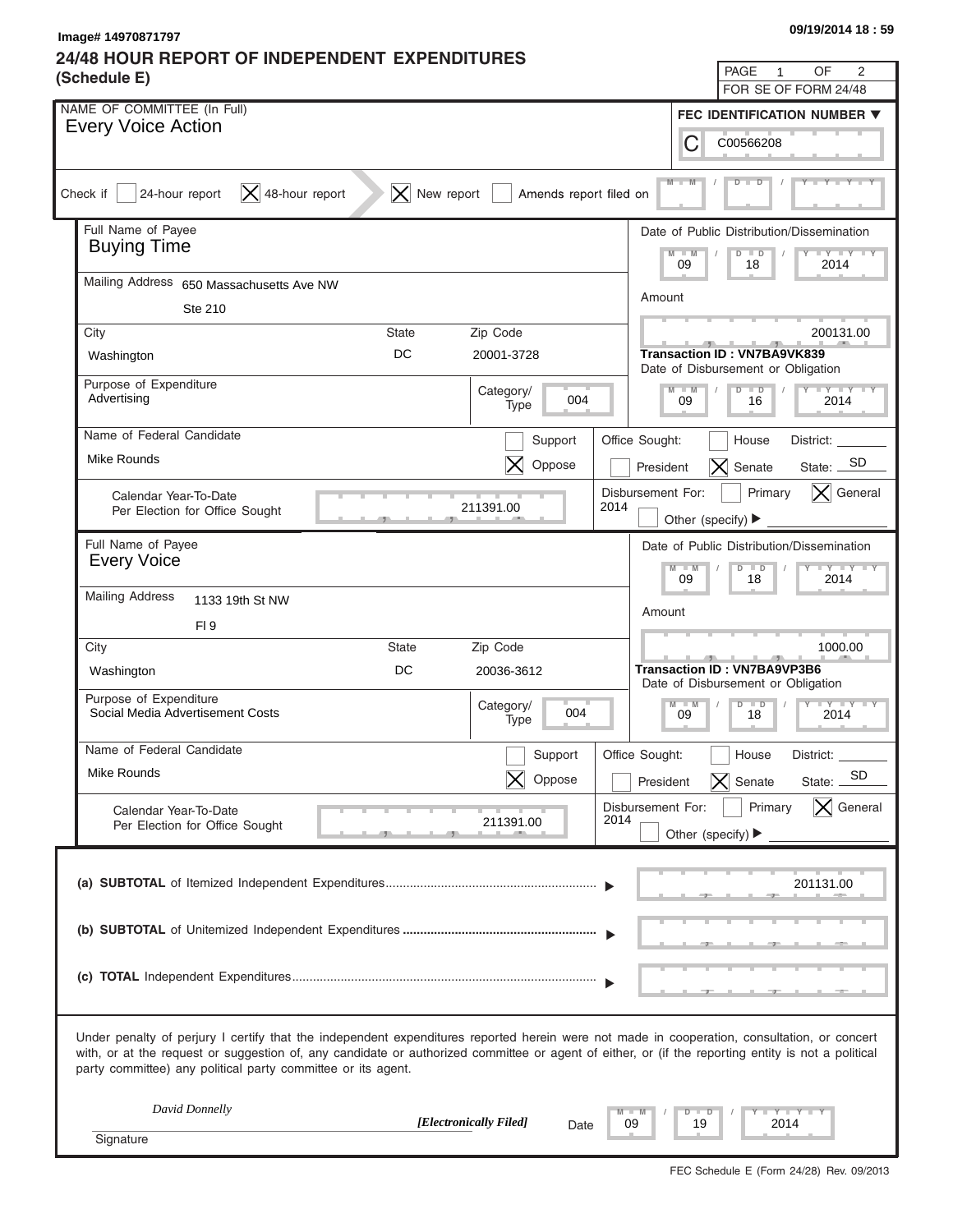Image# 14970871797

09/19/2014 18 : 59

# 24/48 HOUR REPORT OF INDEPENDENT EXPENDITURES (Schedule E)

PAGE 1 OF 2
FOR SE OF FORM 24/48

**NAME OF COMMITTEE (In Full)**
Every Voice Action

**FEC IDENTIFICATION NUMBER**
C00566208

Check if: [ ] 24-hour report [X] 48-hour report [X] New report [ ] Amends report filed on

---

**Full Name of Payee:** Buying Time

**Mailing Address:** 650 Massachusetts Ave NW, Ste 210

| City | State | Zip Code |
|---|---|---|
| Washington | DC | 20001-3728 |

**Purpose of Expenditure:** Advertising
**Category/Type:** 004

**Date of Public Distribution/Dissemination:** 09 / 18 / 2014

**Amount:** 200131.00

**Transaction ID :** VN7BA9VK839

**Date of Disbursement or Obligation:** 09 / 16 / 2014

**Name of Federal Candidate:** Mike Rounds
[ ] Support [X] Oppose

**Office Sought:** [ ] House District: ___ [ ] President [X] Senate State: SD

**Calendar Year-To-Date Per Election for Office Sought:** 211391.00

**Disbursement For:** 2014 [ ] Primary [X] General [ ] Other (specify)

---

**Full Name of Payee:** Every Voice

**Mailing Address:** 1133 19th St NW, Fl 9

| City | State | Zip Code |
|---|---|---|
| Washington | DC | 20036-3612 |

**Purpose of Expenditure:** Social Media Advertisement Costs
**Category/Type:** 004

**Date of Public Distribution/Dissemination:** 09 / 18 / 2014

**Amount:** 1000.00

**Transaction ID :** VN7BA9VP3B6

**Date of Disbursement or Obligation:** 09 / 18 / 2014

**Name of Federal Candidate:** Mike Rounds
[ ] Support [X] Oppose

**Office Sought:** [ ] House District: ___ [ ] President [X] Senate State: SD

**Calendar Year-To-Date Per Election for Office Sought:** 211391.00

**Disbursement For:** 2014 [ ] Primary [X] General [ ] Other (specify)

---

| | |
|---|---|
| (a) **SUBTOTAL** of Itemized Independent Expenditures | 201131.00 |
| (b) **SUBTOTAL** of Unitemized Independent Expenditures | |
| (c) **TOTAL** Independent Expenditures | |

Under penalty of perjury I certify that the independent expenditures reported herein were not made in cooperation, consultation, or concert with, or at the request or suggestion of, any candidate or authorized committee or agent of either, or (if the reporting entity is not a political party committee) any political party committee or its agent.

*David Donnelly* *[Electronically Filed]*

Signature

Date: 09 / 19 / 2014

FEC Schedule E (Form 24/28) Rev. 09/2013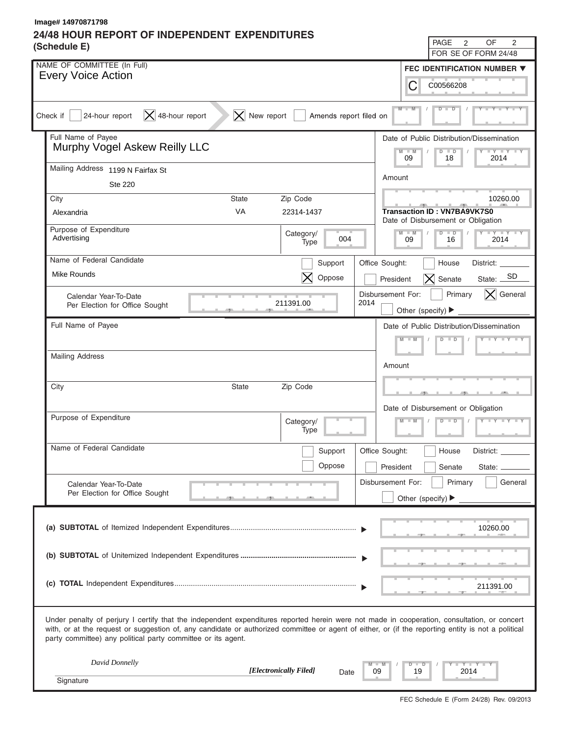Image# 14970871798

# 24/48 HOUR REPORT OF INDEPENDENT EXPENDITURES (Schedule E)

PAGE 2 OF 2
FOR SE OF FORM 24/48

NAME OF COMMITTEE (In Full)
Every Voice Action

FEC IDENTIFICATION NUMBER
C00566208

Check if [ ] 24-hour report [X] 48-hour report [X] New report [ ] Amends report filed on

Full Name of Payee
Murphy Vogel Askew Reilly LLC

Mailing Address 1199 N Fairfax St
Ste 220

| City | State | Zip Code |
|---|---|---|
| Alexandria | VA | 22314-1437 |

Date of Public Distribution/Dissemination: 09 / 18 / 2014

Amount: 10260.00

Transaction ID : VN7BA9VK7S0

Date of Disbursement or Obligation: 09 / 16 / 2014

Purpose of Expenditure: Advertising
Category/Type: 004

Name of Federal Candidate: Mike Rounds
[ ] Support [X] Oppose

Office Sought: [ ] House District: [ ] President [X] Senate State: SD

Calendar Year-To-Date Per Election for Office Sought: 211391.00

Disbursement For: [ ] Primary [X] General 2014 [ ] Other (specify)

Full Name of Payee

Mailing Address

| City | State | Zip Code |
|---|---|---|
| | | |

Date of Public Distribution/Dissemination

Amount

Date of Disbursement or Obligation

Purpose of Expenditure
Category/Type

Name of Federal Candidate
[ ] Support [ ] Oppose

Office Sought: [ ] House District: [ ] President [ ] Senate State:

Calendar Year-To-Date Per Election for Office Sought

Disbursement For: [ ] Primary [ ] General [ ] Other (specify)

(a) **SUBTOTAL** of Itemized Independent Expenditures: 10260.00

(b) **SUBTOTAL** of Unitemized Independent Expenditures:

(c) **TOTAL** Independent Expenditures: 211391.00

Under penalty of perjury I certify that the independent expenditures reported herein were not made in cooperation, consultation, or concert with, or at the request or suggestion of, any candidate or authorized committee or agent of either, or (if the reporting entity is not a political party committee) any political party committee or its agent.

*David Donnelly*
*[Electronically Filed]*
Signature
Date 09 / 19 / 2014

FEC Schedule E (Form 24/28) Rev. 09/2013